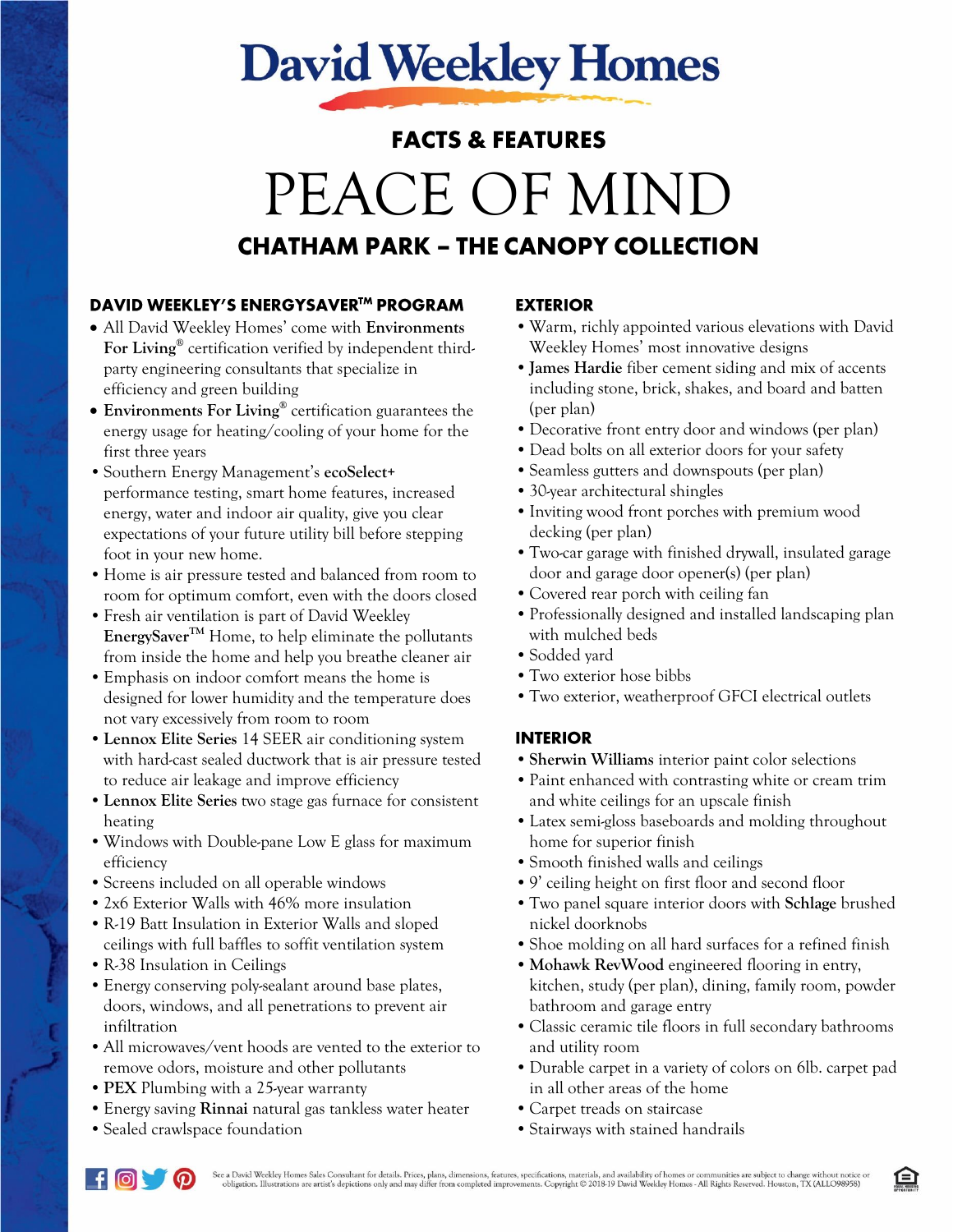# David Weekley Homes

## FACTS & FEATURES

# PEACE OF MIND

## CHATHAM PARK – THE CANOPY COLLECTION

### DAVID WEEKLEY'S ENERGYSAVER™ PROGRAM

- All David Weekley Homes' come with **Environments For Living®** certification verified by independent third-party engineering consultants that specialize in efficiency and green building
- **Environments For Living®** certification guarantees the energy usage for heating/cooling of your home for the first three years
- Southern Energy Management's **ecoSelect+** performance testing, smart home features, increased energy, water and indoor air quality, give you clear expectations of your future utility bill before stepping foot in your new home.
- Home is air pressure tested and balanced from room to room for optimum comfort, even with the doors closed
- Fresh air ventilation is part of David Weekley **EnergySaver™** Home, to help eliminate the pollutants from inside the home and help you breathe cleaner air
- Emphasis on indoor comfort means the home is designed for lower humidity and the temperature does not vary excessively from room to room
- **Lennox Elite Series** 14 SEER air conditioning system with hard-cast sealed ductwork that is air pressure tested to reduce air leakage and improve efficiency
- **Lennox Elite Series** two stage gas furnace for consistent heating
- Windows with Double-pane Low E glass for maximum efficiency
- Screens included on all operable windows
- 2x6 Exterior Walls with 46% more insulation
- R-19 Batt Insulation in Exterior Walls and sloped ceilings with full baffles to soffit ventilation system
- R-38 Insulation in Ceilings
- Energy conserving poly-sealant around base plates, doors, windows, and all penetrations to prevent air infiltration
- All microwaves/vent hoods are vented to the exterior to remove odors, moisture and other pollutants
- **PEX** Plumbing with a 25-year warranty
- Energy saving **Rinnai** natural gas tankless water heater
- Sealed crawlspace foundation

### EXTERIOR

- Warm, richly appointed various elevations with David Weekley Homes' most innovative designs
- **James Hardie** fiber cement siding and mix of accents including stone, brick, shakes, and board and batten (per plan)
- Decorative front entry door and windows (per plan)
- Dead bolts on all exterior doors for your safety
- Seamless gutters and downspouts (per plan)
- 30-year architectural shingles
- Inviting wood front porches with premium wood decking (per plan)
- Two-car garage with finished drywall, insulated garage door and garage door opener(s) (per plan)
- Covered rear porch with ceiling fan
- Professionally designed and installed landscaping plan with mulched beds
- Sodded yard
- Two exterior hose bibbs
- Two exterior, weatherproof GFCI electrical outlets

### INTERIOR

- **Sherwin Williams** interior paint color selections
- Paint enhanced with contrasting white or cream trim and white ceilings for an upscale finish
- Latex semi-gloss baseboards and molding throughout home for superior finish
- Smooth finished walls and ceilings
- 9' ceiling height on first floor and second floor
- Two panel square interior doors with **Schlage** brushed nickel doorknobs
- Shoe molding on all hard surfaces for a refined finish
- **Mohawk RevWood** engineered flooring in entry, kitchen, study (per plan), dining, family room, powder bathroom and garage entry
- Classic ceramic tile floors in full secondary bathrooms and utility room
- Durable carpet in a variety of colors on 6lb. carpet pad in all other areas of the home
- Carpet treads on staircase
- Stairways with stained handrails

See a David Weekley Homes Sales Consultant for details. Prices, plans, dimensions, features, specifications, materials, and availability of homes or communities are subject to change without notice or obligation. Illustrations are artist's depictions only and may differ from completed improvements. Copyright © 2018-19 David Weekley Homes - All Rights Reserved. Houston, TX (ALLO98958)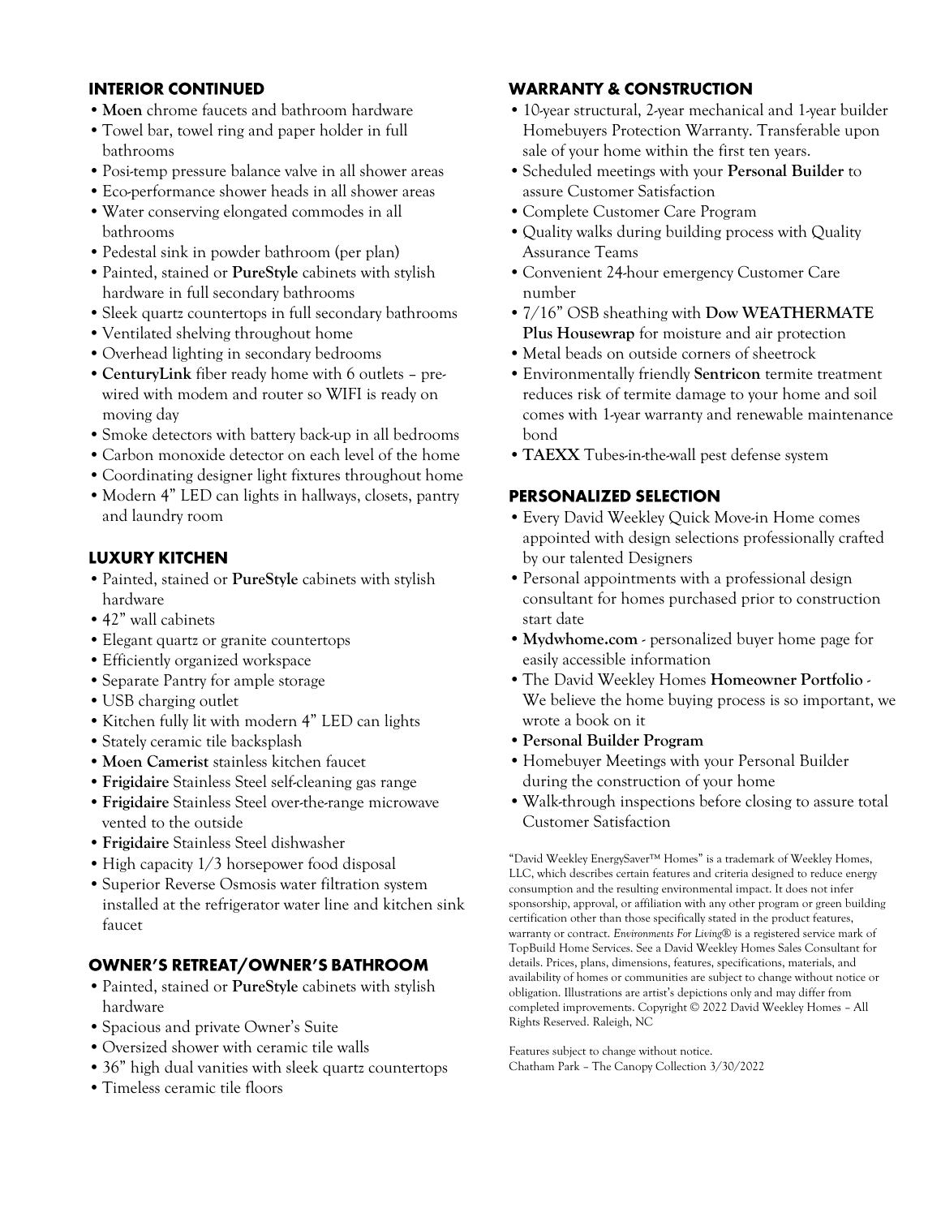## INTERIOR CONTINUED

- **Moen** chrome faucets and bathroom hardware
- Towel bar, towel ring and paper holder in full bathrooms
- Posi-temp pressure balance valve in all shower areas
- Eco-performance shower heads in all shower areas
- Water conserving elongated commodes in all bathrooms
- Pedestal sink in powder bathroom (per plan)
- Painted, stained or **PureStyle** cabinets with stylish hardware in full secondary bathrooms
- Sleek quartz countertops in full secondary bathrooms
- Ventilated shelving throughout home
- Overhead lighting in secondary bedrooms
- **CenturyLink** fiber ready home with 6 outlets – pre-wired with modem and router so WIFI is ready on moving day
- Smoke detectors with battery back-up in all bedrooms
- Carbon monoxide detector on each level of the home
- Coordinating designer light fixtures throughout home
- Modern 4" LED can lights in hallways, closets, pantry and laundry room

## LUXURY KITCHEN

- Painted, stained or **PureStyle** cabinets with stylish hardware
- 42" wall cabinets
- Elegant quartz or granite countertops
- Efficiently organized workspace
- Separate Pantry for ample storage
- USB charging outlet
- Kitchen fully lit with modern 4" LED can lights
- Stately ceramic tile backsplash
- **Moen Camerist** stainless kitchen faucet
- **Frigidaire** Stainless Steel self-cleaning gas range
- **Frigidaire** Stainless Steel over-the-range microwave vented to the outside
- **Frigidaire** Stainless Steel dishwasher
- High capacity 1/3 horsepower food disposal
- Superior Reverse Osmosis water filtration system installed at the refrigerator water line and kitchen sink faucet

## OWNER'S RETREAT/OWNER'S BATHROOM

- Painted, stained or **PureStyle** cabinets with stylish hardware
- Spacious and private Owner's Suite
- Oversized shower with ceramic tile walls
- 36" high dual vanities with sleek quartz countertops
- Timeless ceramic tile floors

## WARRANTY & CONSTRUCTION

- 10-year structural, 2-year mechanical and 1-year builder Homebuyers Protection Warranty. Transferable upon sale of your home within the first ten years.
- Scheduled meetings with your **Personal Builder** to assure Customer Satisfaction
- Complete Customer Care Program
- Quality walks during building process with Quality Assurance Teams
- Convenient 24-hour emergency Customer Care number
- 7/16" OSB sheathing with **Dow WEATHERMATE Plus Housewrap** for moisture and air protection
- Metal beads on outside corners of sheetrock
- Environmentally friendly **Sentricon** termite treatment reduces risk of termite damage to your home and soil comes with 1-year warranty and renewable maintenance bond
- **TAEXX** Tubes-in-the-wall pest defense system

## PERSONALIZED SELECTION

- Every David Weekley Quick Move-in Home comes appointed with design selections professionally crafted by our talented Designers
- Personal appointments with a professional design consultant for homes purchased prior to construction start date
- **Mydwhome.com** - personalized buyer home page for easily accessible information
- The David Weekley Homes **Homeowner Portfolio** - We believe the home buying process is so important, we wrote a book on it
- **Personal Builder Program**
- Homebuyer Meetings with your Personal Builder during the construction of your home
- Walk-through inspections before closing to assure total Customer Satisfaction

"David Weekley EnergySaver™ Homes" is a trademark of Weekley Homes, LLC, which describes certain features and criteria designed to reduce energy consumption and the resulting environmental impact. It does not infer sponsorship, approval, or affiliation with any other program or green building certification other than those specifically stated in the product features, warranty or contract. *Environments For Living®* is a registered service mark of TopBuild Home Services. See a David Weekley Homes Sales Consultant for details. Prices, plans, dimensions, features, specifications, materials, and availability of homes or communities are subject to change without notice or obligation. Illustrations are artist's depictions only and may differ from completed improvements. Copyright © 2022 David Weekley Homes – All Rights Reserved. Raleigh, NC

Features subject to change without notice.
Chatham Park – The Canopy Collection 3/30/2022